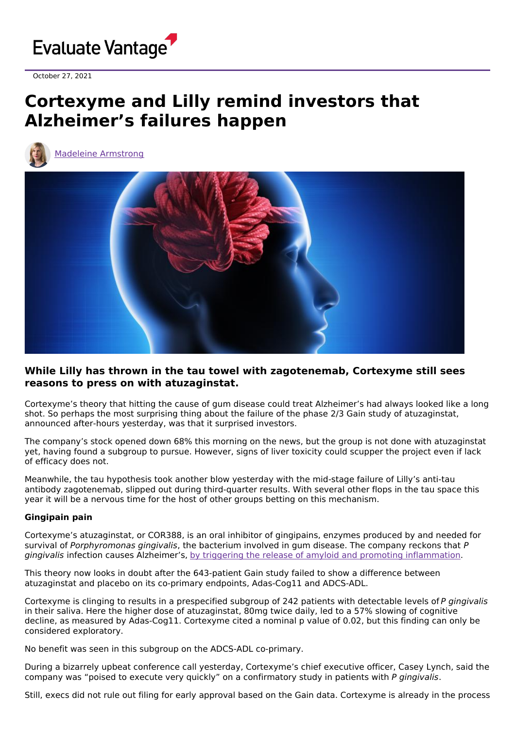Evaluate Vantage

October 27, 2021

# Cortexyme and Lilly remind investors that Alzheimer's failures happen

Madeleine Armstrong

**While Lilly has thrown in the tau towel with zagotenemab, Cortexyme still sees reasons to press on with atuzaginstat.**

Cortexyme's theory that hitting the cause of gum disease could treat Alzheimer's had always looked like a long shot. So perhaps the most surprising thing about the failure of the phase 2/3 Gain study of atuzaginstat, announced after-hours yesterday, was that it surprised investors.

The company's stock opened down 68% this morning on the news, but the group is not done with atuzaginstat yet, having found a subgroup to pursue. However, signs of liver toxicity could scupper the project even if lack of efficacy does not.

Meanwhile, the tau hypothesis took another blow yesterday with the mid-stage failure of Lilly's anti-tau antibody zagotenemab, slipped out during third-quarter results. With several other flops in the tau space this year it will be a nervous time for the host of other groups betting on this mechanism.

### Gingipain pain

Cortexyme's atuzaginstat, or COR388, is an oral inhibitor of gingipains, enzymes produced by and needed for survival of *Porphyromonas gingivalis*, the bacterium involved in gum disease. The company reckons that *P gingivalis* infection causes Alzheimer's, by triggering the release of amyloid and promoting inflammation.

This theory now looks in doubt after the 643-patient Gain study failed to show a difference between atuzaginstat and placebo on its co-primary endpoints, Adas-Cog11 and ADCS-ADL.

Cortexyme is clinging to results in a prespecified subgroup of 242 patients with detectable levels of *P gingivalis* in their saliva. Here the higher dose of atuzaginstat, 80mg twice daily, led to a 57% slowing of cognitive decline, as measured by Adas-Cog11. Cortexyme cited a nominal p value of 0.02, but this finding can only be considered exploratory.

No benefit was seen in this subgroup on the ADCS-ADL co-primary.

During a bizarrely upbeat conference call yesterday, Cortexyme's chief executive officer, Casey Lynch, said the company was "poised to execute very quickly" on a confirmatory study in patients with *P gingivalis*.

Still, execs did not rule out filing for early approval based on the Gain data. Cortexyme is already in the process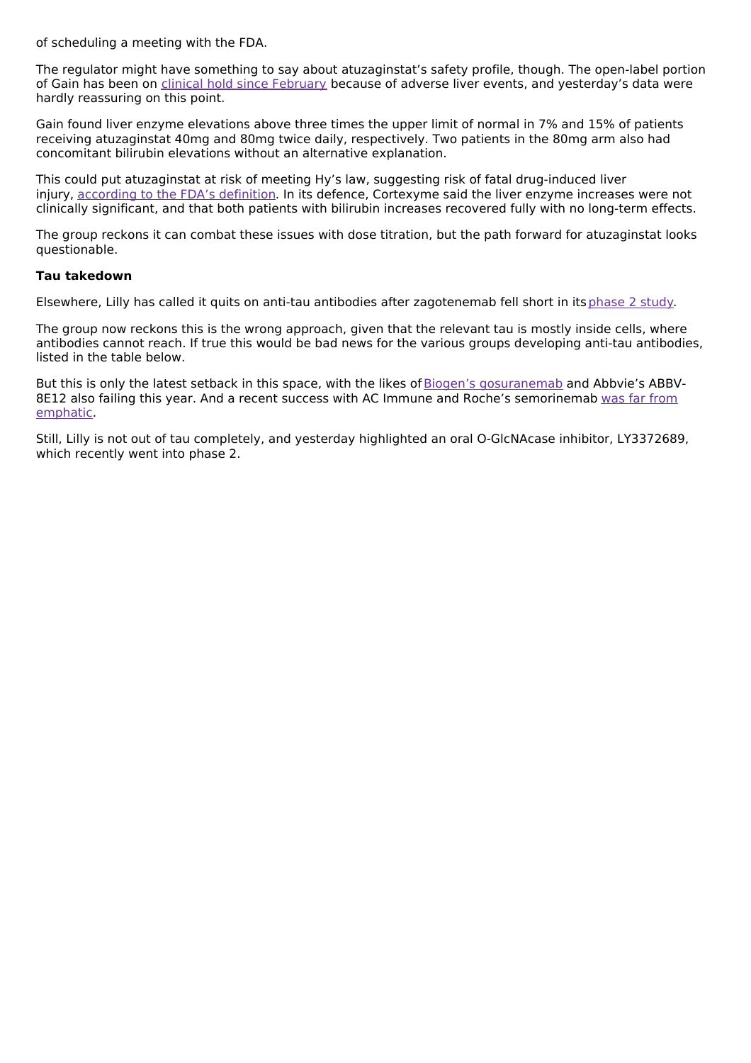of scheduling a meeting with the FDA.

The regulator might have something to say about atuzaginstat's safety profile, though. The open-label portion of Gain has been on clinical hold since February because of adverse liver events, and yesterday's data were hardly reassuring on this point.

Gain found liver enzyme elevations above three times the upper limit of normal in 7% and 15% of patients receiving atuzaginstat 40mg and 80mg twice daily, respectively. Two patients in the 80mg arm also had concomitant bilirubin elevations without an alternative explanation.

This could put atuzaginstat at risk of meeting Hy's law, suggesting risk of fatal drug-induced liver injury, according to the FDA's definition. In its defence, Cortexyme said the liver enzyme increases were not clinically significant, and that both patients with bilirubin increases recovered fully with no long-term effects.

The group reckons it can combat these issues with dose titration, but the path forward for atuzaginstat looks questionable.

**Tau takedown**

Elsewhere, Lilly has called it quits on anti-tau antibodies after zagotenemab fell short in its phase 2 study.

The group now reckons this is the wrong approach, given that the relevant tau is mostly inside cells, where antibodies cannot reach. If true this would be bad news for the various groups developing anti-tau antibodies, listed in the table below.

But this is only the latest setback in this space, with the likes of Biogen's gosuranemab and Abbvie's ABBV-8E12 also failing this year. And a recent success with AC Immune and Roche's semorinemab was far from emphatic.

Still, Lilly is not out of tau completely, and yesterday highlighted an oral O-GlcNAcase inhibitor, LY3372689, which recently went into phase 2.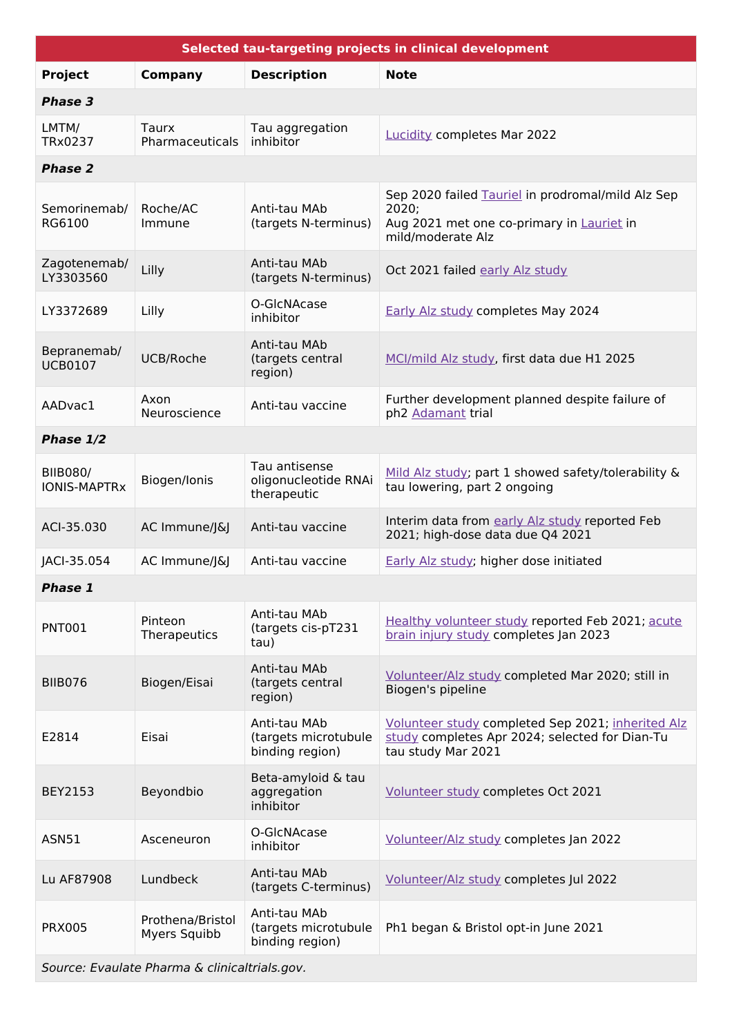| Selected tau-targeting projects in clinical development | | | |
|---|---|---|---|
| **Project** | **Company** | **Description** | **Note** |
| ***Phase 3*** | | | |
| LMTM/ TRx0237 | Taurx Pharmaceuticals | Tau aggregation inhibitor | Lucidity completes Mar 2022 |
| ***Phase 2*** | | | |
| Semorinemab/ RG6100 | Roche/AC Immune | Anti-tau MAb (targets N-terminus) | Sep 2020 failed Tauriel in prodromal/mild Alz Sep 2020; Aug 2021 met one co-primary in Lauriet in mild/moderate Alz |
| Zagotenemab/ LY3303560 | Lilly | Anti-tau MAb (targets N-terminus) | Oct 2021 failed early Alz study |
| LY3372689 | Lilly | O-GlcNAcase inhibitor | Early Alz study completes May 2024 |
| Bepranemab/ UCB0107 | UCB/Roche | Anti-tau MAb (targets central region) | MCI/mild Alz study, first data due H1 2025 |
| AADvac1 | Axon Neuroscience | Anti-tau vaccine | Further development planned despite failure of ph2 Adamant trial |
| ***Phase 1/2*** | | | |
| BIIB080/ IONIS-MAPTRx | Biogen/Ionis | Tau antisense oligonucleotide RNAi therapeutic | Mild Alz study; part 1 showed safety/tolerability & tau lowering, part 2 ongoing |
| ACI-35.030 | AC Immune/J&J | Anti-tau vaccine | Interim data from early Alz study reported Feb 2021; high-dose data due Q4 2021 |
| JACI-35.054 | AC Immune/J&J | Anti-tau vaccine | Early Alz study; higher dose initiated |
| ***Phase 1*** | | | |
| PNT001 | Pinteon Therapeutics | Anti-tau MAb (targets cis-pT231 tau) | Healthy volunteer study reported Feb 2021; acute brain injury study completes Jan 2023 |
| BIIB076 | Biogen/Eisai | Anti-tau MAb (targets central region) | Volunteer/Alz study completed Mar 2020; still in Biogen's pipeline |
| E2814 | Eisai | Anti-tau MAb (targets microtubule binding region) | Volunteer study completed Sep 2021; inherited Alz study completes Apr 2024; selected for Dian-Tu tau study Mar 2021 |
| BEY2153 | Beyondbio | Beta-amyloid & tau aggregation inhibitor | Volunteer study completes Oct 2021 |
| ASN51 | Asceneuron | O-GlcNAcase inhibitor | Volunteer/Alz study completes Jan 2022 |
| Lu AF87908 | Lundbeck | Anti-tau MAb (targets C-terminus) | Volunteer/Alz study completes Jul 2022 |
| PRX005 | Prothena/Bristol Myers Squibb | Anti-tau MAb (targets microtubule binding region) | Ph1 began & Bristol opt-in June 2021 |

*Source: Evaluate Pharma & clinicaltrials.gov.*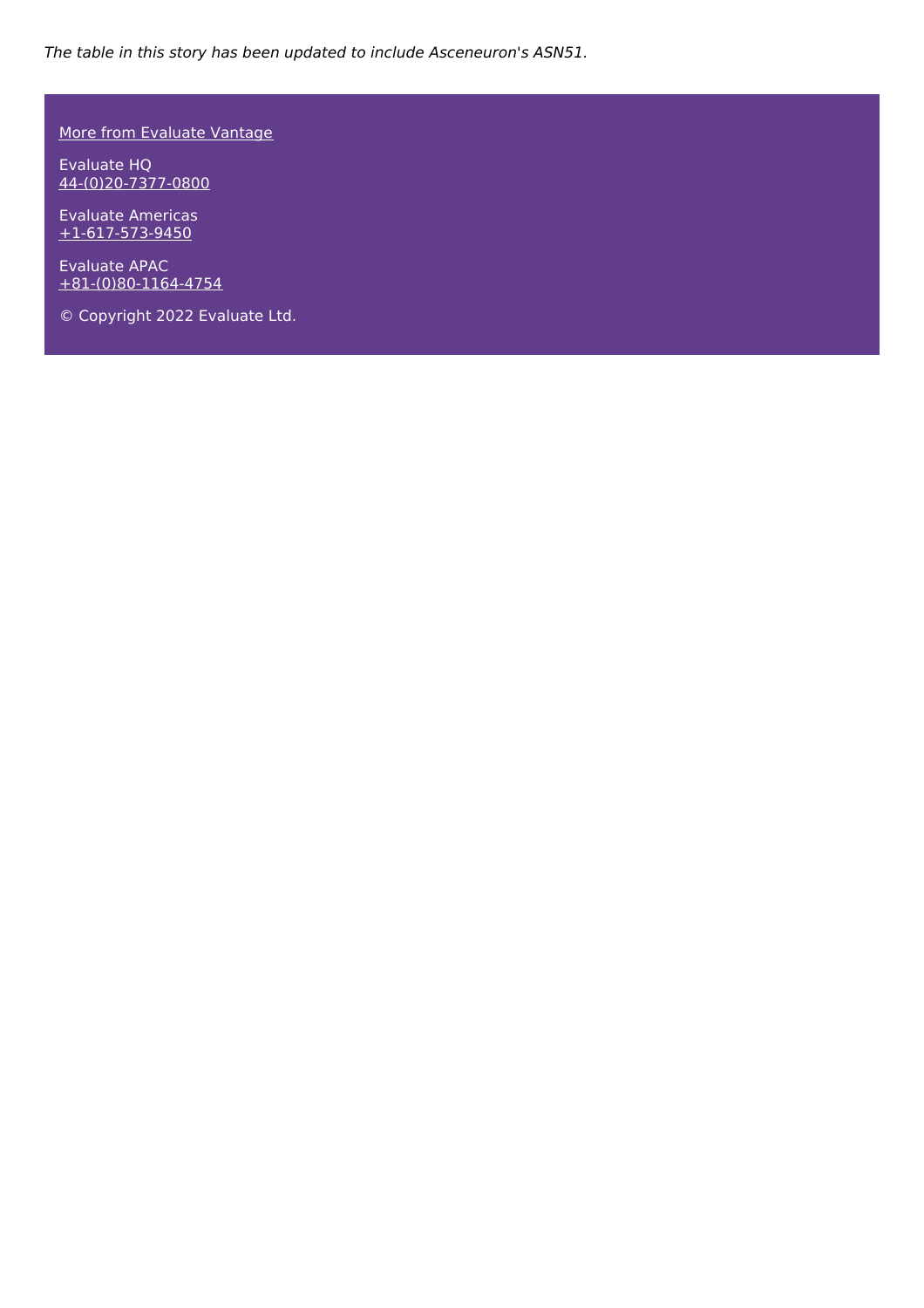*The table in this story has been updated to include Asceneuron's ASN51.*

More from Evaluate Vantage

Evaluate HQ
44-(0)20-7377-0800

Evaluate Americas
+1-617-573-9450

Evaluate APAC
+81-(0)80-1164-4754

© Copyright 2022 Evaluate Ltd.